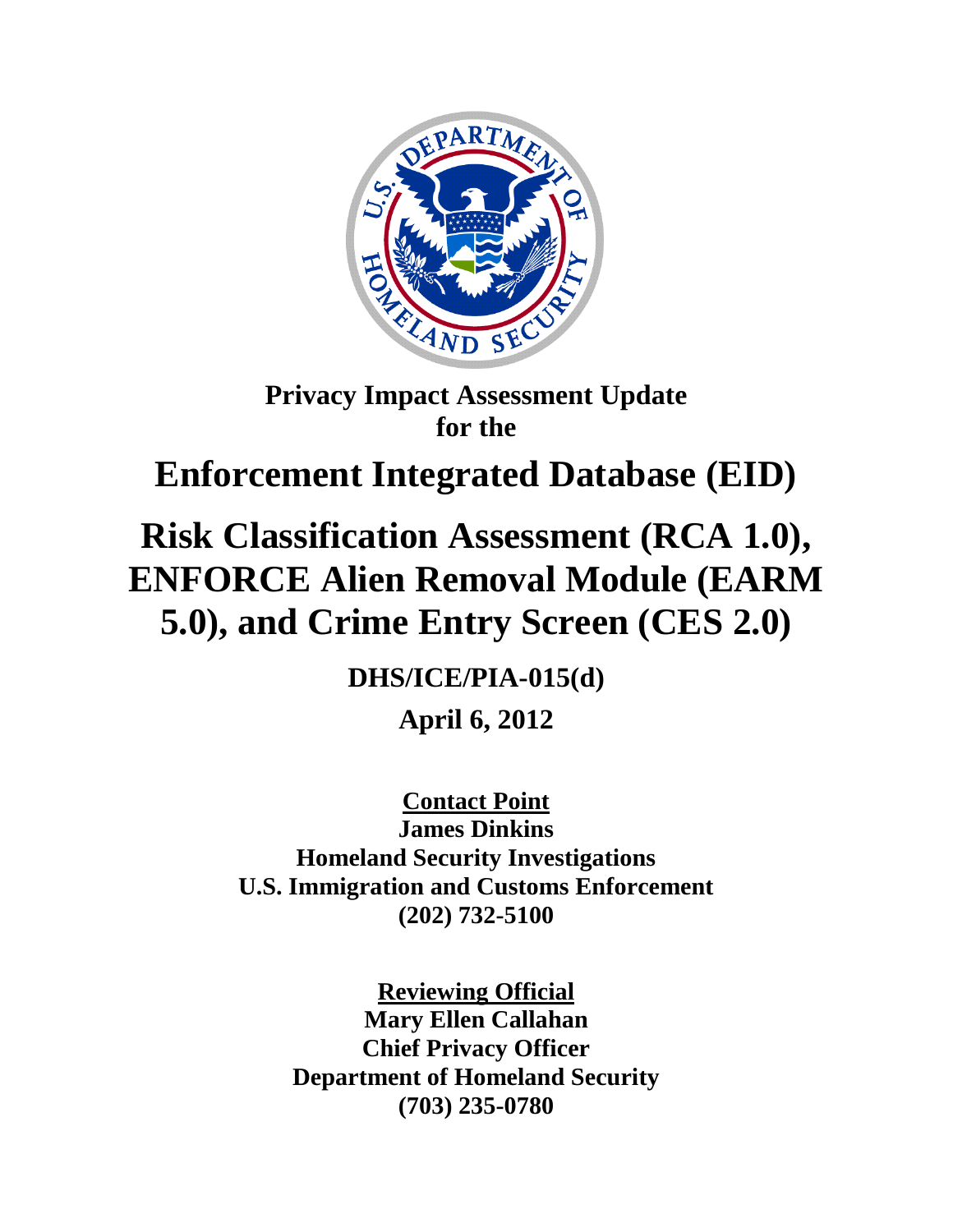**Privacy Impact Assessment Update**
**for the**

# Enforcement Integrated Database (EID)

# Risk Classification Assessment (RCA 1.0), ENFORCE Alien Removal Module (EARM 5.0), and Crime Entry Screen (CES 2.0)

**DHS/ICE/PIA-015(d)**

**April 6, 2012**

**<u>Contact Point</u>**
**James Dinkins**
**Homeland Security Investigations**
**U.S. Immigration and Customs Enforcement**
**(202) 732-5100**

**<u>Reviewing Official</u>**
**Mary Ellen Callahan**
**Chief Privacy Officer**
**Department of Homeland Security**
**(703) 235-0780**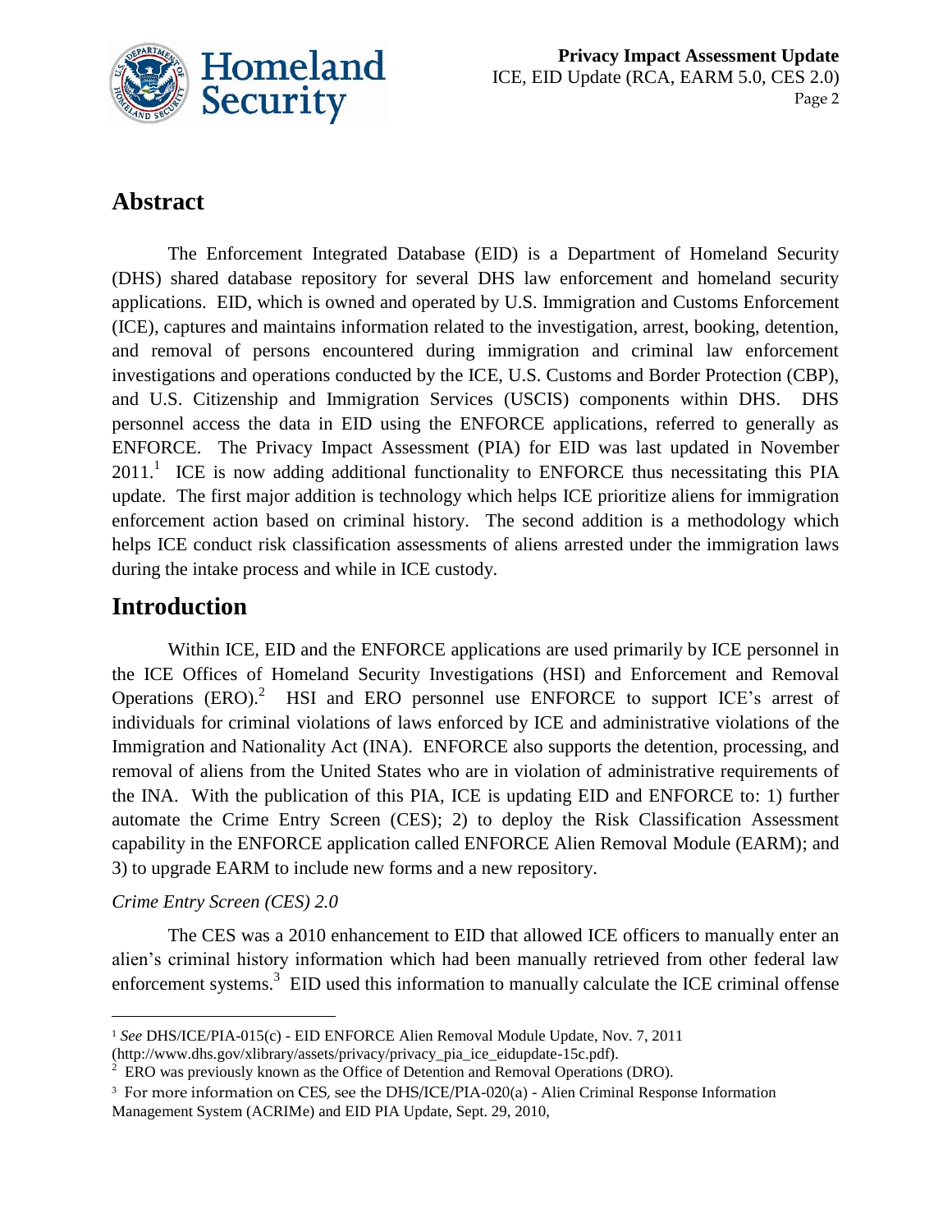## Abstract

The Enforcement Integrated Database (EID) is a Department of Homeland Security (DHS) shared database repository for several DHS law enforcement and homeland security applications. EID, which is owned and operated by U.S. Immigration and Customs Enforcement (ICE), captures and maintains information related to the investigation, arrest, booking, detention, and removal of persons encountered during immigration and criminal law enforcement investigations and operations conducted by the ICE, U.S. Customs and Border Protection (CBP), and U.S. Citizenship and Immigration Services (USCIS) components within DHS. DHS personnel access the data in EID using the ENFORCE applications, referred to generally as ENFORCE. The Privacy Impact Assessment (PIA) for EID was last updated in November 2011.[1] ICE is now adding additional functionality to ENFORCE thus necessitating this PIA update. The first major addition is technology which helps ICE prioritize aliens for immigration enforcement action based on criminal history. The second addition is a methodology which helps ICE conduct risk classification assessments of aliens arrested under the immigration laws during the intake process and while in ICE custody.

## Introduction

Within ICE, EID and the ENFORCE applications are used primarily by ICE personnel in the ICE Offices of Homeland Security Investigations (HSI) and Enforcement and Removal Operations (ERO).[2] HSI and ERO personnel use ENFORCE to support ICE's arrest of individuals for criminal violations of laws enforced by ICE and administrative violations of the Immigration and Nationality Act (INA). ENFORCE also supports the detention, processing, and removal of aliens from the United States who are in violation of administrative requirements of the INA. With the publication of this PIA, ICE is updating EID and ENFORCE to: 1) further automate the Crime Entry Screen (CES); 2) to deploy the Risk Classification Assessment capability in the ENFORCE application called ENFORCE Alien Removal Module (EARM); and 3) to upgrade EARM to include new forms and a new repository.

*Crime Entry Screen (CES) 2.0*

The CES was a 2010 enhancement to EID that allowed ICE officers to manually enter an alien's criminal history information which had been manually retrieved from other federal law enforcement systems.[3] EID used this information to manually calculate the ICE criminal offense

---

[1] *See* DHS/ICE/PIA-015(c) - EID ENFORCE Alien Removal Module Update, Nov. 7, 2011 (http://www.dhs.gov/xlibrary/assets/privacy/privacy_pia_ice_eidupdate-15c.pdf).

[2] ERO was previously known as the Office of Detention and Removal Operations (DRO).

[3] For more information on CES, see the DHS/ICE/PIA-020(a) - Alien Criminal Response Information Management System (ACRIMe) and EID PIA Update, Sept. 29, 2010,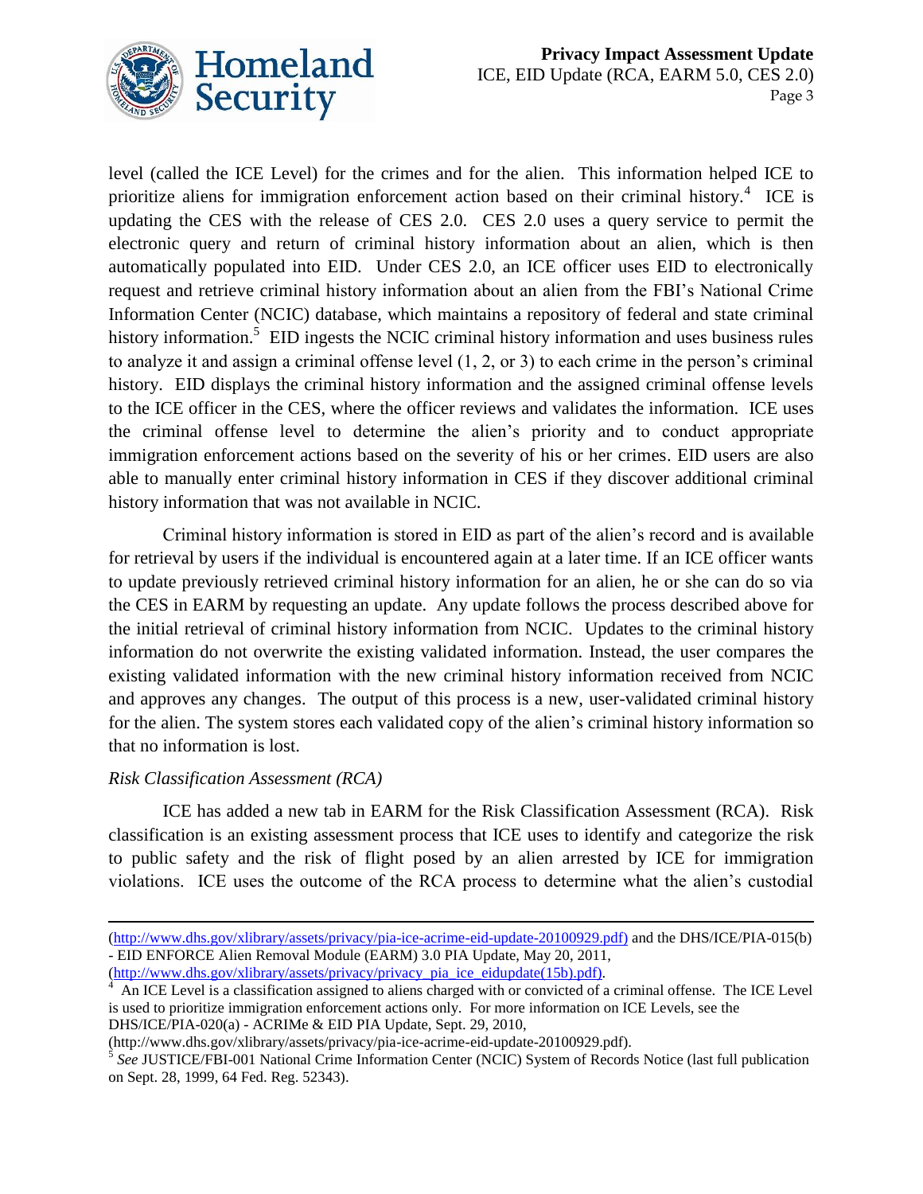level (called the ICE Level) for the crimes and for the alien. This information helped ICE to prioritize aliens for immigration enforcement action based on their criminal history.[4] ICE is updating the CES with the release of CES 2.0. CES 2.0 uses a query service to permit the electronic query and return of criminal history information about an alien, which is then automatically populated into EID. Under CES 2.0, an ICE officer uses EID to electronically request and retrieve criminal history information about an alien from the FBI's National Crime Information Center (NCIC) database, which maintains a repository of federal and state criminal history information.[5] EID ingests the NCIC criminal history information and uses business rules to analyze it and assign a criminal offense level (1, 2, or 3) to each crime in the person's criminal history. EID displays the criminal history information and the assigned criminal offense levels to the ICE officer in the CES, where the officer reviews and validates the information. ICE uses the criminal offense level to determine the alien's priority and to conduct appropriate immigration enforcement actions based on the severity of his or her crimes. EID users are also able to manually enter criminal history information in CES if they discover additional criminal history information that was not available in NCIC.

Criminal history information is stored in EID as part of the alien's record and is available for retrieval by users if the individual is encountered again at a later time. If an ICE officer wants to update previously retrieved criminal history information for an alien, he or she can do so via the CES in EARM by requesting an update. Any update follows the process described above for the initial retrieval of criminal history information from NCIC. Updates to the criminal history information do not overwrite the existing validated information. Instead, the user compares the existing validated information with the new criminal history information received from NCIC and approves any changes. The output of this process is a new, user-validated criminal history for the alien. The system stores each validated copy of the alien's criminal history information so that no information is lost.

*Risk Classification Assessment (RCA)*

ICE has added a new tab in EARM for the Risk Classification Assessment (RCA). Risk classification is an existing assessment process that ICE uses to identify and categorize the risk to public safety and the risk of flight posed by an alien arrested by ICE for immigration violations. ICE uses the outcome of the RCA process to determine what the alien's custodial

---

(http://www.dhs.gov/xlibrary/assets/privacy/pia-ice-acrime-eid-update-20100929.pdf) and the DHS/ICE/PIA-015(b) - EID ENFORCE Alien Removal Module (EARM) 3.0 PIA Update, May 20, 2011, (http://www.dhs.gov/xlibrary/assets/privacy/privacy_pia_ice_eidupdate(15b).pdf).

[4] An ICE Level is a classification assigned to aliens charged with or convicted of a criminal offense. The ICE Level is used to prioritize immigration enforcement actions only. For more information on ICE Levels, see the DHS/ICE/PIA-020(a) - ACRIMe & EID PIA Update, Sept. 29, 2010, (http://www.dhs.gov/xlibrary/assets/privacy/pia-ice-acrime-eid-update-20100929.pdf).

[5] *See* JUSTICE/FBI-001 National Crime Information Center (NCIC) System of Records Notice (last full publication on Sept. 28, 1999, 64 Fed. Reg. 52343).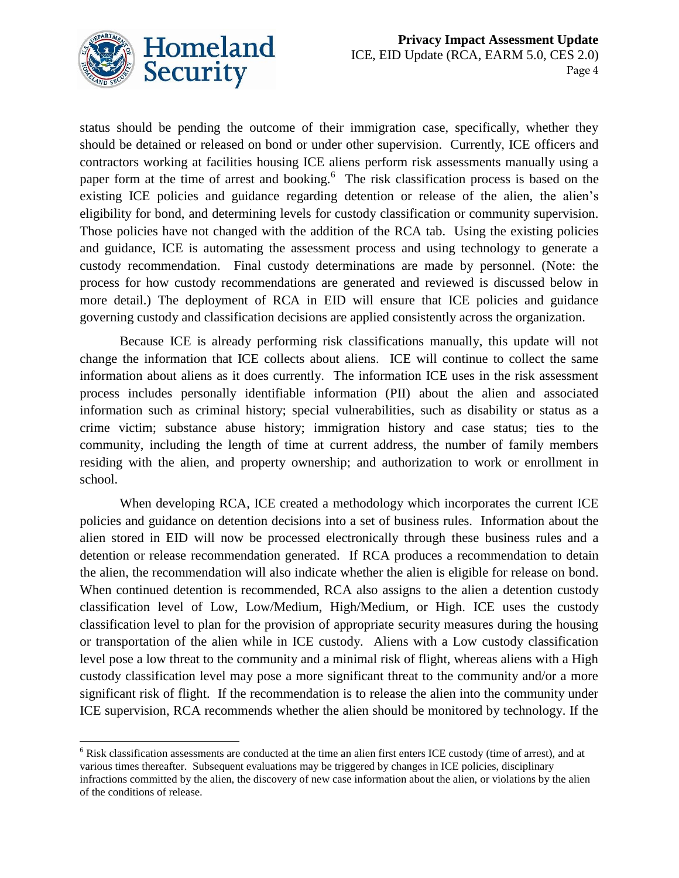status should be pending the outcome of their immigration case, specifically, whether they should be detained or released on bond or under other supervision. Currently, ICE officers and contractors working at facilities housing ICE aliens perform risk assessments manually using a paper form at the time of arrest and booking.[6] The risk classification process is based on the existing ICE policies and guidance regarding detention or release of the alien, the alien's eligibility for bond, and determining levels for custody classification or community supervision. Those policies have not changed with the addition of the RCA tab. Using the existing policies and guidance, ICE is automating the assessment process and using technology to generate a custody recommendation. Final custody determinations are made by personnel. (Note: the process for how custody recommendations are generated and reviewed is discussed below in more detail.) The deployment of RCA in EID will ensure that ICE policies and guidance governing custody and classification decisions are applied consistently across the organization.

Because ICE is already performing risk classifications manually, this update will not change the information that ICE collects about aliens. ICE will continue to collect the same information about aliens as it does currently. The information ICE uses in the risk assessment process includes personally identifiable information (PII) about the alien and associated information such as criminal history; special vulnerabilities, such as disability or status as a crime victim; substance abuse history; immigration history and case status; ties to the community, including the length of time at current address, the number of family members residing with the alien, and property ownership; and authorization to work or enrollment in school.

When developing RCA, ICE created a methodology which incorporates the current ICE policies and guidance on detention decisions into a set of business rules. Information about the alien stored in EID will now be processed electronically through these business rules and a detention or release recommendation generated. If RCA produces a recommendation to detain the alien, the recommendation will also indicate whether the alien is eligible for release on bond. When continued detention is recommended, RCA also assigns to the alien a detention custody classification level of Low, Low/Medium, High/Medium, or High. ICE uses the custody classification level to plan for the provision of appropriate security measures during the housing or transportation of the alien while in ICE custody. Aliens with a Low custody classification level pose a low threat to the community and a minimal risk of flight, whereas aliens with a High custody classification level may pose a more significant threat to the community and/or a more significant risk of flight. If the recommendation is to release the alien into the community under ICE supervision, RCA recommends whether the alien should be monitored by technology. If the

[6] Risk classification assessments are conducted at the time an alien first enters ICE custody (time of arrest), and at various times thereafter. Subsequent evaluations may be triggered by changes in ICE policies, disciplinary infractions committed by the alien, the discovery of new case information about the alien, or violations by the alien of the conditions of release.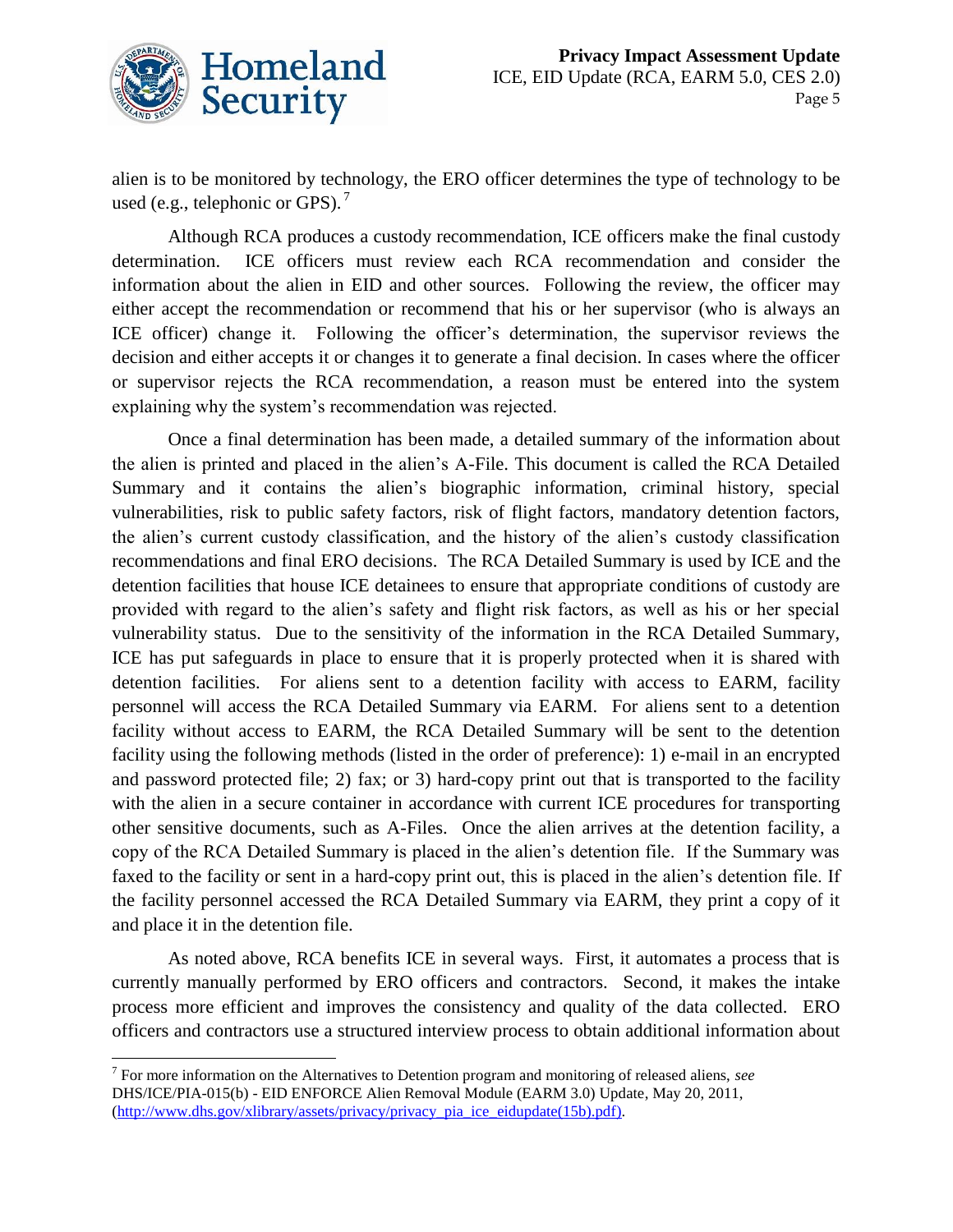alien is to be monitored by technology, the ERO officer determines the type of technology to be used (e.g., telephonic or GPS).[7]

Although RCA produces a custody recommendation, ICE officers make the final custody determination. ICE officers must review each RCA recommendation and consider the information about the alien in EID and other sources. Following the review, the officer may either accept the recommendation or recommend that his or her supervisor (who is always an ICE officer) change it. Following the officer's determination, the supervisor reviews the decision and either accepts it or changes it to generate a final decision. In cases where the officer or supervisor rejects the RCA recommendation, a reason must be entered into the system explaining why the system's recommendation was rejected.

Once a final determination has been made, a detailed summary of the information about the alien is printed and placed in the alien's A-File. This document is called the RCA Detailed Summary and it contains the alien's biographic information, criminal history, special vulnerabilities, risk to public safety factors, risk of flight factors, mandatory detention factors, the alien's current custody classification, and the history of the alien's custody classification recommendations and final ERO decisions. The RCA Detailed Summary is used by ICE and the detention facilities that house ICE detainees to ensure that appropriate conditions of custody are provided with regard to the alien's safety and flight risk factors, as well as his or her special vulnerability status. Due to the sensitivity of the information in the RCA Detailed Summary, ICE has put safeguards in place to ensure that it is properly protected when it is shared with detention facilities. For aliens sent to a detention facility with access to EARM, facility personnel will access the RCA Detailed Summary via EARM. For aliens sent to a detention facility without access to EARM, the RCA Detailed Summary will be sent to the detention facility using the following methods (listed in the order of preference): 1) e-mail in an encrypted and password protected file; 2) fax; or 3) hard-copy print out that is transported to the facility with the alien in a secure container in accordance with current ICE procedures for transporting other sensitive documents, such as A-Files. Once the alien arrives at the detention facility, a copy of the RCA Detailed Summary is placed in the alien's detention file. If the Summary was faxed to the facility or sent in a hard-copy print out, this is placed in the alien's detention file. If the facility personnel accessed the RCA Detailed Summary via EARM, they print a copy of it and place it in the detention file.

As noted above, RCA benefits ICE in several ways. First, it automates a process that is currently manually performed by ERO officers and contractors. Second, it makes the intake process more efficient and improves the consistency and quality of the data collected. ERO officers and contractors use a structured interview process to obtain additional information about

---

[7] For more information on the Alternatives to Detention program and monitoring of released aliens, *see* DHS/ICE/PIA-015(b) - EID ENFORCE Alien Removal Module (EARM 3.0) Update, May 20, 2011, (http://www.dhs.gov/xlibrary/assets/privacy/privacy_pia_ice_eidupdate(15b).pdf).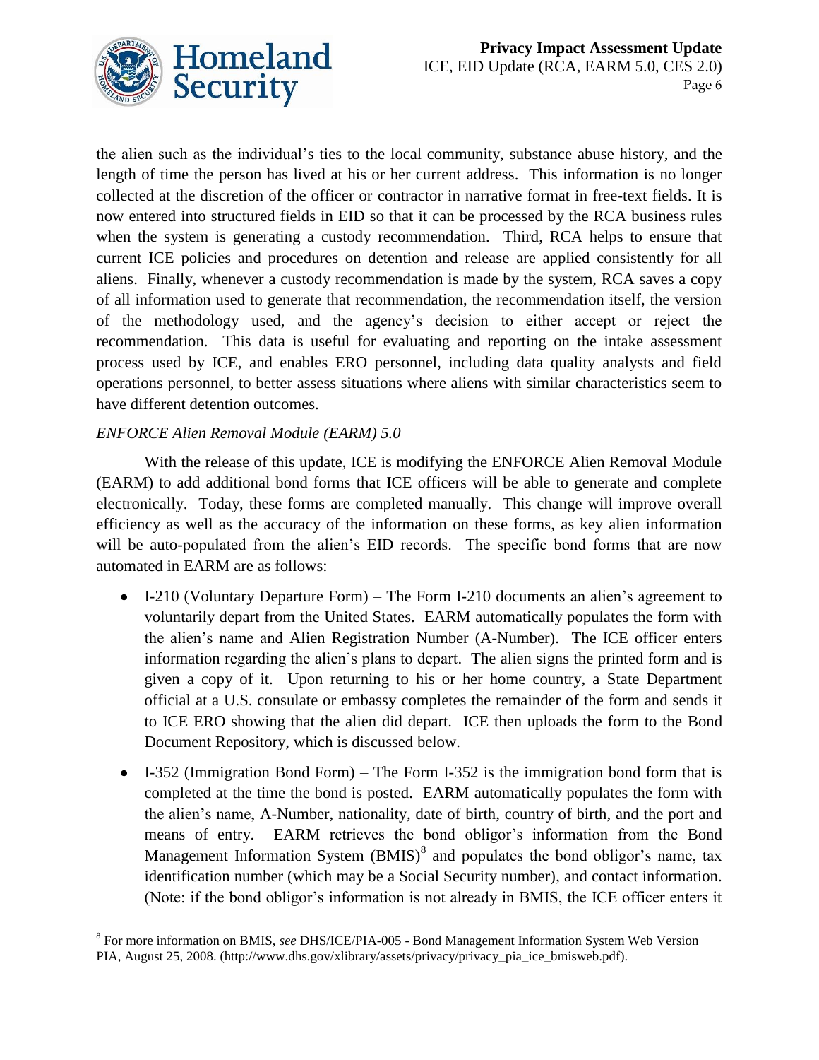the alien such as the individual's ties to the local community, substance abuse history, and the length of time the person has lived at his or her current address. This information is no longer collected at the discretion of the officer or contractor in narrative format in free-text fields. It is now entered into structured fields in EID so that it can be processed by the RCA business rules when the system is generating a custody recommendation. Third, RCA helps to ensure that current ICE policies and procedures on detention and release are applied consistently for all aliens. Finally, whenever a custody recommendation is made by the system, RCA saves a copy of all information used to generate that recommendation, the recommendation itself, the version of the methodology used, and the agency's decision to either accept or reject the recommendation. This data is useful for evaluating and reporting on the intake assessment process used by ICE, and enables ERO personnel, including data quality analysts and field operations personnel, to better assess situations where aliens with similar characteristics seem to have different detention outcomes.

*ENFORCE Alien Removal Module (EARM) 5.0*

With the release of this update, ICE is modifying the ENFORCE Alien Removal Module (EARM) to add additional bond forms that ICE officers will be able to generate and complete electronically. Today, these forms are completed manually. This change will improve overall efficiency as well as the accuracy of the information on these forms, as key alien information will be auto-populated from the alien's EID records. The specific bond forms that are now automated in EARM are as follows:

- I-210 (Voluntary Departure Form) – The Form I-210 documents an alien's agreement to voluntarily depart from the United States. EARM automatically populates the form with the alien's name and Alien Registration Number (A-Number). The ICE officer enters information regarding the alien's plans to depart. The alien signs the printed form and is given a copy of it. Upon returning to his or her home country, a State Department official at a U.S. consulate or embassy completes the remainder of the form and sends it to ICE ERO showing that the alien did depart. ICE then uploads the form to the Bond Document Repository, which is discussed below.
- I-352 (Immigration Bond Form) – The Form I-352 is the immigration bond form that is completed at the time the bond is posted. EARM automatically populates the form with the alien's name, A-Number, nationality, date of birth, country of birth, and the port and means of entry. EARM retrieves the bond obligor's information from the Bond Management Information System (BMIS)[8] and populates the bond obligor's name, tax identification number (which may be a Social Security number), and contact information. (Note: if the bond obligor's information is not already in BMIS, the ICE officer enters it

[8] For more information on BMIS, *see* DHS/ICE/PIA-005 - Bond Management Information System Web Version PIA, August 25, 2008. (http://www.dhs.gov/xlibrary/assets/privacy/privacy_pia_ice_bmisweb.pdf).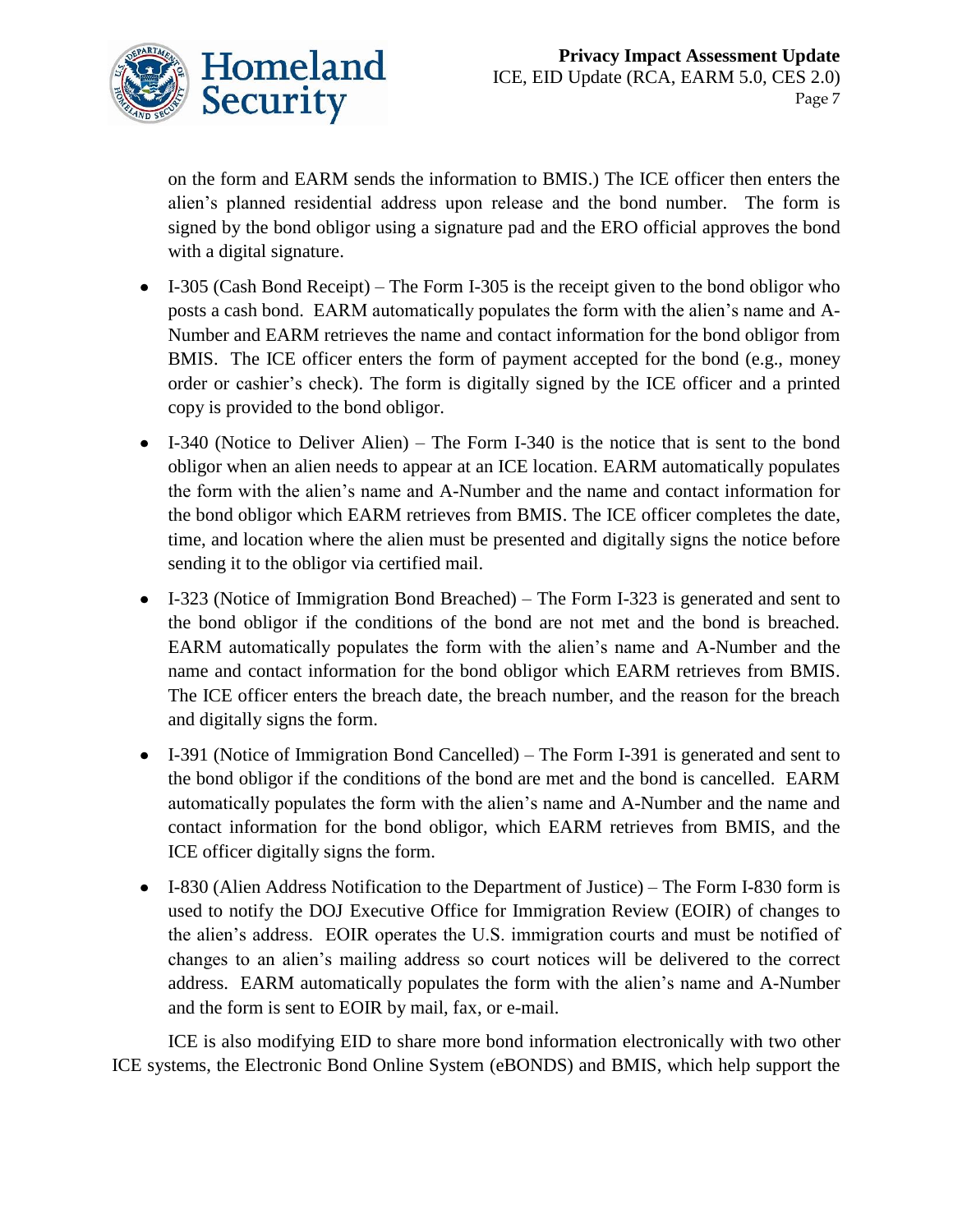on the form and EARM sends the information to BMIS.) The ICE officer then enters the alien's planned residential address upon release and the bond number. The form is signed by the bond obligor using a signature pad and the ERO official approves the bond with a digital signature.

- I-305 (Cash Bond Receipt) – The Form I-305 is the receipt given to the bond obligor who posts a cash bond. EARM automatically populates the form with the alien's name and A-Number and EARM retrieves the name and contact information for the bond obligor from BMIS. The ICE officer enters the form of payment accepted for the bond (e.g., money order or cashier's check). The form is digitally signed by the ICE officer and a printed copy is provided to the bond obligor.
- I-340 (Notice to Deliver Alien) – The Form I-340 is the notice that is sent to the bond obligor when an alien needs to appear at an ICE location. EARM automatically populates the form with the alien's name and A-Number and the name and contact information for the bond obligor which EARM retrieves from BMIS. The ICE officer completes the date, time, and location where the alien must be presented and digitally signs the notice before sending it to the obligor via certified mail.
- I-323 (Notice of Immigration Bond Breached) – The Form I-323 is generated and sent to the bond obligor if the conditions of the bond are not met and the bond is breached. EARM automatically populates the form with the alien's name and A-Number and the name and contact information for the bond obligor which EARM retrieves from BMIS. The ICE officer enters the breach date, the breach number, and the reason for the breach and digitally signs the form.
- I-391 (Notice of Immigration Bond Cancelled) – The Form I-391 is generated and sent to the bond obligor if the conditions of the bond are met and the bond is cancelled. EARM automatically populates the form with the alien's name and A-Number and the name and contact information for the bond obligor, which EARM retrieves from BMIS, and the ICE officer digitally signs the form.
- I-830 (Alien Address Notification to the Department of Justice) – The Form I-830 form is used to notify the DOJ Executive Office for Immigration Review (EOIR) of changes to the alien's address. EOIR operates the U.S. immigration courts and must be notified of changes to an alien's mailing address so court notices will be delivered to the correct address. EARM automatically populates the form with the alien's name and A-Number and the form is sent to EOIR by mail, fax, or e-mail.

ICE is also modifying EID to share more bond information electronically with two other ICE systems, the Electronic Bond Online System (eBONDS) and BMIS, which help support the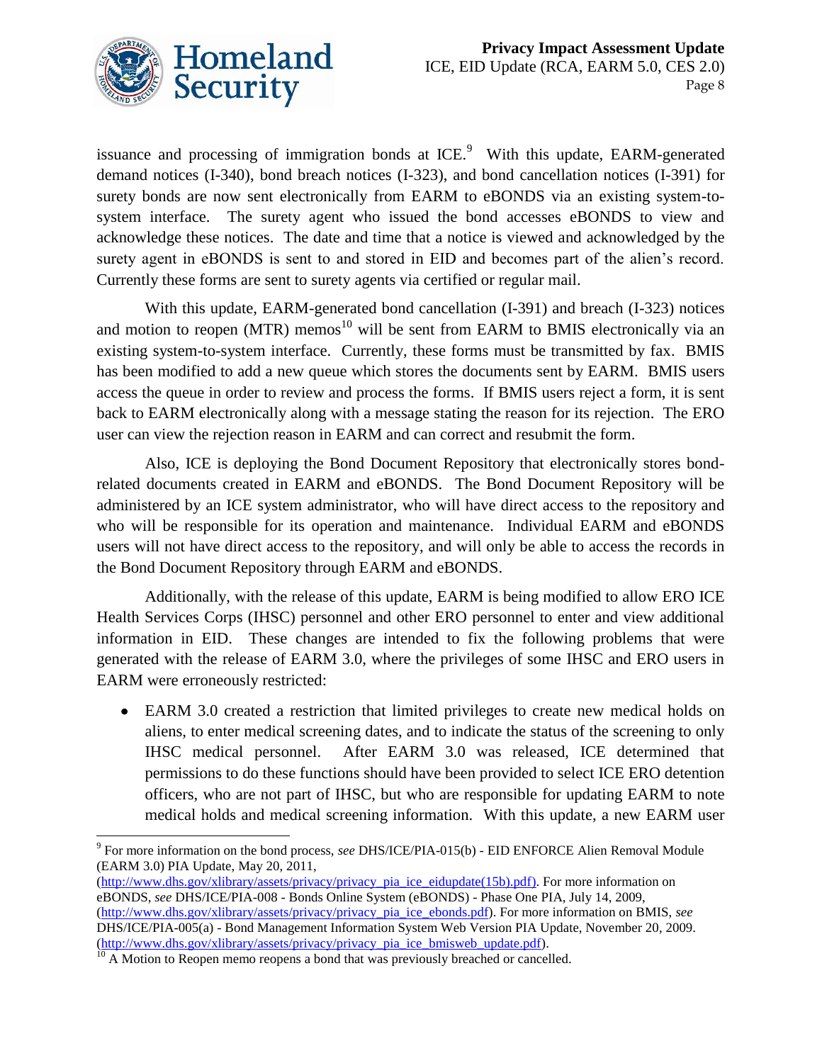issuance and processing of immigration bonds at ICE.[9] With this update, EARM-generated demand notices (I-340), bond breach notices (I-323), and bond cancellation notices (I-391) for surety bonds are now sent electronically from EARM to eBONDS via an existing system-to-system interface. The surety agent who issued the bond accesses eBONDS to view and acknowledge these notices. The date and time that a notice is viewed and acknowledged by the surety agent in eBONDS is sent to and stored in EID and becomes part of the alien's record. Currently these forms are sent to surety agents via certified or regular mail.

With this update, EARM-generated bond cancellation (I-391) and breach (I-323) notices and motion to reopen (MTR) memos[10] will be sent from EARM to BMIS electronically via an existing system-to-system interface. Currently, these forms must be transmitted by fax. BMIS has been modified to add a new queue which stores the documents sent by EARM. BMIS users access the queue in order to review and process the forms. If BMIS users reject a form, it is sent back to EARM electronically along with a message stating the reason for its rejection. The ERO user can view the rejection reason in EARM and can correct and resubmit the form.

Also, ICE is deploying the Bond Document Repository that electronically stores bond-related documents created in EARM and eBONDS. The Bond Document Repository will be administered by an ICE system administrator, who will have direct access to the repository and who will be responsible for its operation and maintenance. Individual EARM and eBONDS users will not have direct access to the repository, and will only be able to access the records in the Bond Document Repository through EARM and eBONDS.

Additionally, with the release of this update, EARM is being modified to allow ERO ICE Health Services Corps (IHSC) personnel and other ERO personnel to enter and view additional information in EID. These changes are intended to fix the following problems that were generated with the release of EARM 3.0, where the privileges of some IHSC and ERO users in EARM were erroneously restricted:

- EARM 3.0 created a restriction that limited privileges to create new medical holds on aliens, to enter medical screening dates, and to indicate the status of the screening to only IHSC medical personnel. After EARM 3.0 was released, ICE determined that permissions to do these functions should have been provided to select ICE ERO detention officers, who are not part of IHSC, but who are responsible for updating EARM to note medical holds and medical screening information. With this update, a new EARM user

---

[9] For more information on the bond process, *see* DHS/ICE/PIA-015(b) - EID ENFORCE Alien Removal Module (EARM 3.0) PIA Update, May 20, 2011, (http://www.dhs.gov/xlibrary/assets/privacy/privacy_pia_ice_eidupdate(15b).pdf). For more information on eBONDS, *see* DHS/ICE/PIA-008 - Bonds Online System (eBONDS) - Phase One PIA, July 14, 2009, (http://www.dhs.gov/xlibrary/assets/privacy/privacy_pia_ice_ebonds.pdf). For more information on BMIS, *see* DHS/ICE/PIA-005(a) - Bond Management Information System Web Version PIA Update, November 20, 2009. (http://www.dhs.gov/xlibrary/assets/privacy/privacy_pia_ice_bmisweb_update.pdf).

[10] A Motion to Reopen memo reopens a bond that was previously breached or cancelled.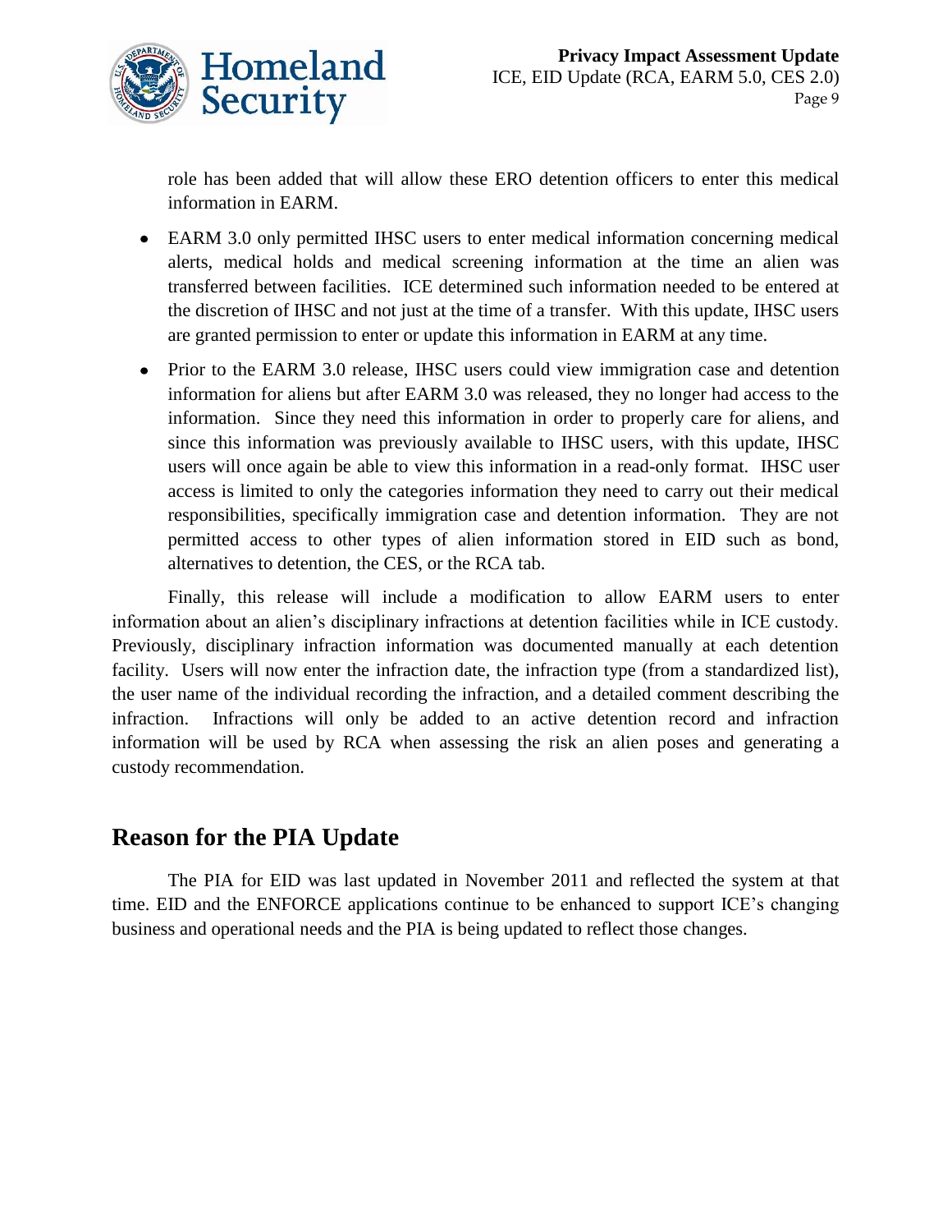role has been added that will allow these ERO detention officers to enter this medical information in EARM.

- EARM 3.0 only permitted IHSC users to enter medical information concerning medical alerts, medical holds and medical screening information at the time an alien was transferred between facilities. ICE determined such information needed to be entered at the discretion of IHSC and not just at the time of a transfer. With this update, IHSC users are granted permission to enter or update this information in EARM at any time.
- Prior to the EARM 3.0 release, IHSC users could view immigration case and detention information for aliens but after EARM 3.0 was released, they no longer had access to the information. Since they need this information in order to properly care for aliens, and since this information was previously available to IHSC users, with this update, IHSC users will once again be able to view this information in a read-only format. IHSC user access is limited to only the categories information they need to carry out their medical responsibilities, specifically immigration case and detention information. They are not permitted access to other types of alien information stored in EID such as bond, alternatives to detention, the CES, or the RCA tab.

Finally, this release will include a modification to allow EARM users to enter information about an alien's disciplinary infractions at detention facilities while in ICE custody. Previously, disciplinary infraction information was documented manually at each detention facility. Users will now enter the infraction date, the infraction type (from a standardized list), the user name of the individual recording the infraction, and a detailed comment describing the infraction. Infractions will only be added to an active detention record and infraction information will be used by RCA when assessing the risk an alien poses and generating a custody recommendation.

## Reason for the PIA Update

The PIA for EID was last updated in November 2011 and reflected the system at that time. EID and the ENFORCE applications continue to be enhanced to support ICE's changing business and operational needs and the PIA is being updated to reflect those changes.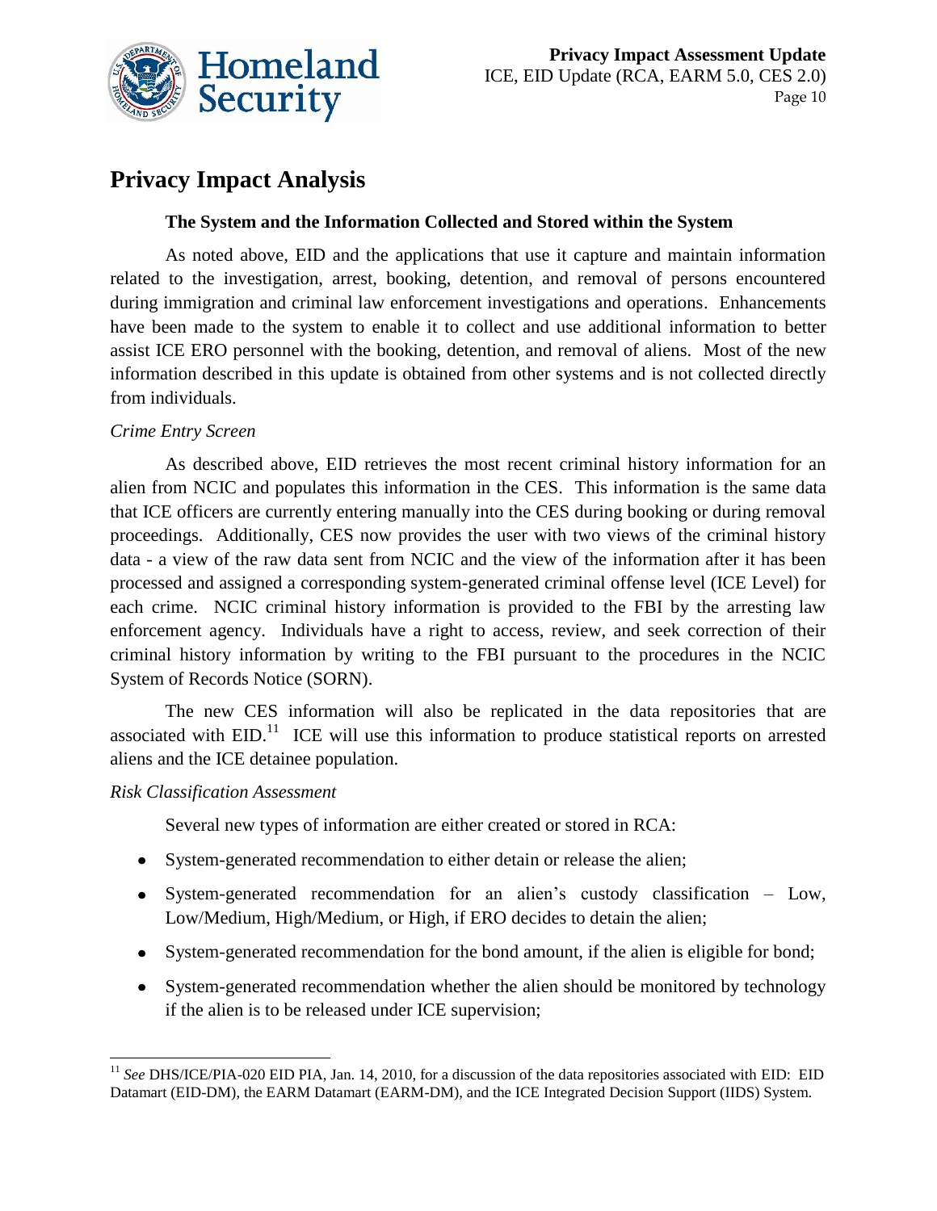# Privacy Impact Analysis

### The System and the Information Collected and Stored within the System

As noted above, EID and the applications that use it capture and maintain information related to the investigation, arrest, booking, detention, and removal of persons encountered during immigration and criminal law enforcement investigations and operations. Enhancements have been made to the system to enable it to collect and use additional information to better assist ICE ERO personnel with the booking, detention, and removal of aliens. Most of the new information described in this update is obtained from other systems and is not collected directly from individuals.

*Crime Entry Screen*

As described above, EID retrieves the most recent criminal history information for an alien from NCIC and populates this information in the CES. This information is the same data that ICE officers are currently entering manually into the CES during booking or during removal proceedings. Additionally, CES now provides the user with two views of the criminal history data - a view of the raw data sent from NCIC and the view of the information after it has been processed and assigned a corresponding system-generated criminal offense level (ICE Level) for each crime. NCIC criminal history information is provided to the FBI by the arresting law enforcement agency. Individuals have a right to access, review, and seek correction of their criminal history information by writing to the FBI pursuant to the procedures in the NCIC System of Records Notice (SORN).

The new CES information will also be replicated in the data repositories that are associated with EID.[11] ICE will use this information to produce statistical reports on arrested aliens and the ICE detainee population.

*Risk Classification Assessment*

Several new types of information are either created or stored in RCA:

- System-generated recommendation to either detain or release the alien;
- System-generated recommendation for an alien's custody classification – Low, Low/Medium, High/Medium, or High, if ERO decides to detain the alien;
- System-generated recommendation for the bond amount, if the alien is eligible for bond;
- System-generated recommendation whether the alien should be monitored by technology if the alien is to be released under ICE supervision;

[11] *See* DHS/ICE/PIA-020 EID PIA, Jan. 14, 2010, for a discussion of the data repositories associated with EID: EID Datamart (EID-DM), the EARM Datamart (EARM-DM), and the ICE Integrated Decision Support (IIDS) System.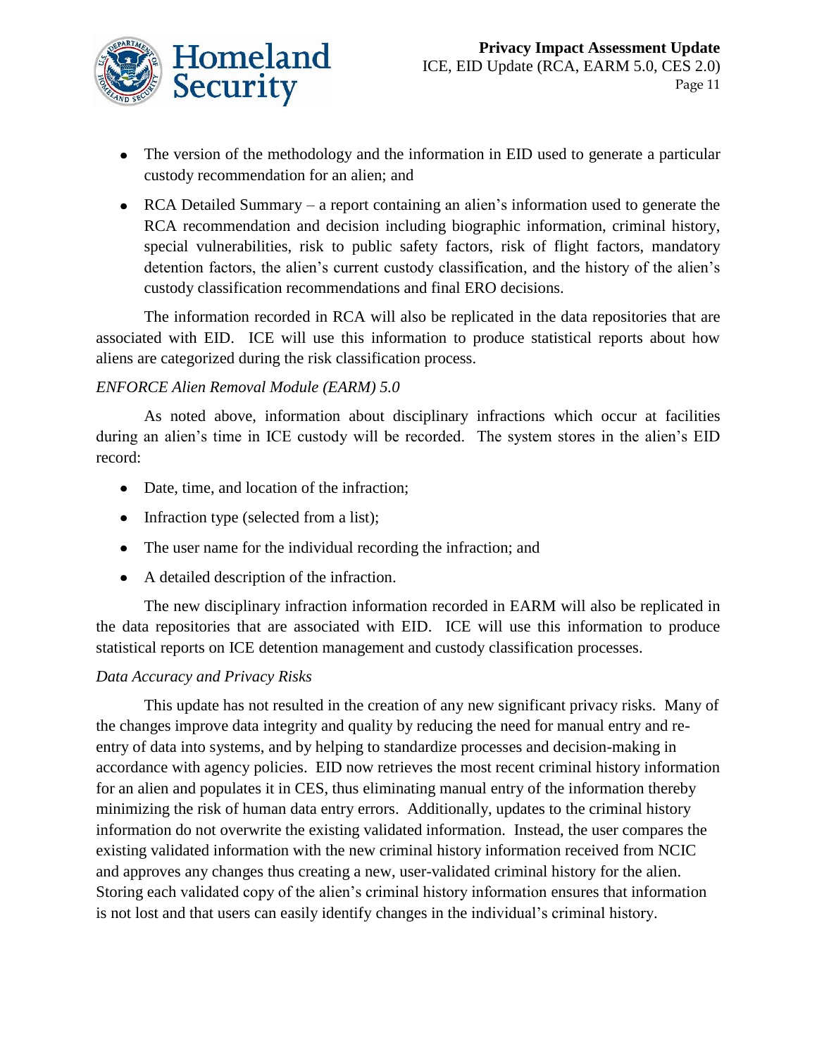- The version of the methodology and the information in EID used to generate a particular custody recommendation for an alien; and
- RCA Detailed Summary – a report containing an alien's information used to generate the RCA recommendation and decision including biographic information, criminal history, special vulnerabilities, risk to public safety factors, risk of flight factors, mandatory detention factors, the alien's current custody classification, and the history of the alien's custody classification recommendations and final ERO decisions.

The information recorded in RCA will also be replicated in the data repositories that are associated with EID. ICE will use this information to produce statistical reports about how aliens are categorized during the risk classification process.

*ENFORCE Alien Removal Module (EARM) 5.0*

As noted above, information about disciplinary infractions which occur at facilities during an alien's time in ICE custody will be recorded. The system stores in the alien's EID record:

- Date, time, and location of the infraction;
- Infraction type (selected from a list);
- The user name for the individual recording the infraction; and
- A detailed description of the infraction.

The new disciplinary infraction information recorded in EARM will also be replicated in the data repositories that are associated with EID. ICE will use this information to produce statistical reports on ICE detention management and custody classification processes.

*Data Accuracy and Privacy Risks*

This update has not resulted in the creation of any new significant privacy risks. Many of the changes improve data integrity and quality by reducing the need for manual entry and re-entry of data into systems, and by helping to standardize processes and decision-making in accordance with agency policies. EID now retrieves the most recent criminal history information for an alien and populates it in CES, thus eliminating manual entry of the information thereby minimizing the risk of human data entry errors. Additionally, updates to the criminal history information do not overwrite the existing validated information. Instead, the user compares the existing validated information with the new criminal history information received from NCIC and approves any changes thus creating a new, user-validated criminal history for the alien. Storing each validated copy of the alien's criminal history information ensures that information is not lost and that users can easily identify changes in the individual's criminal history.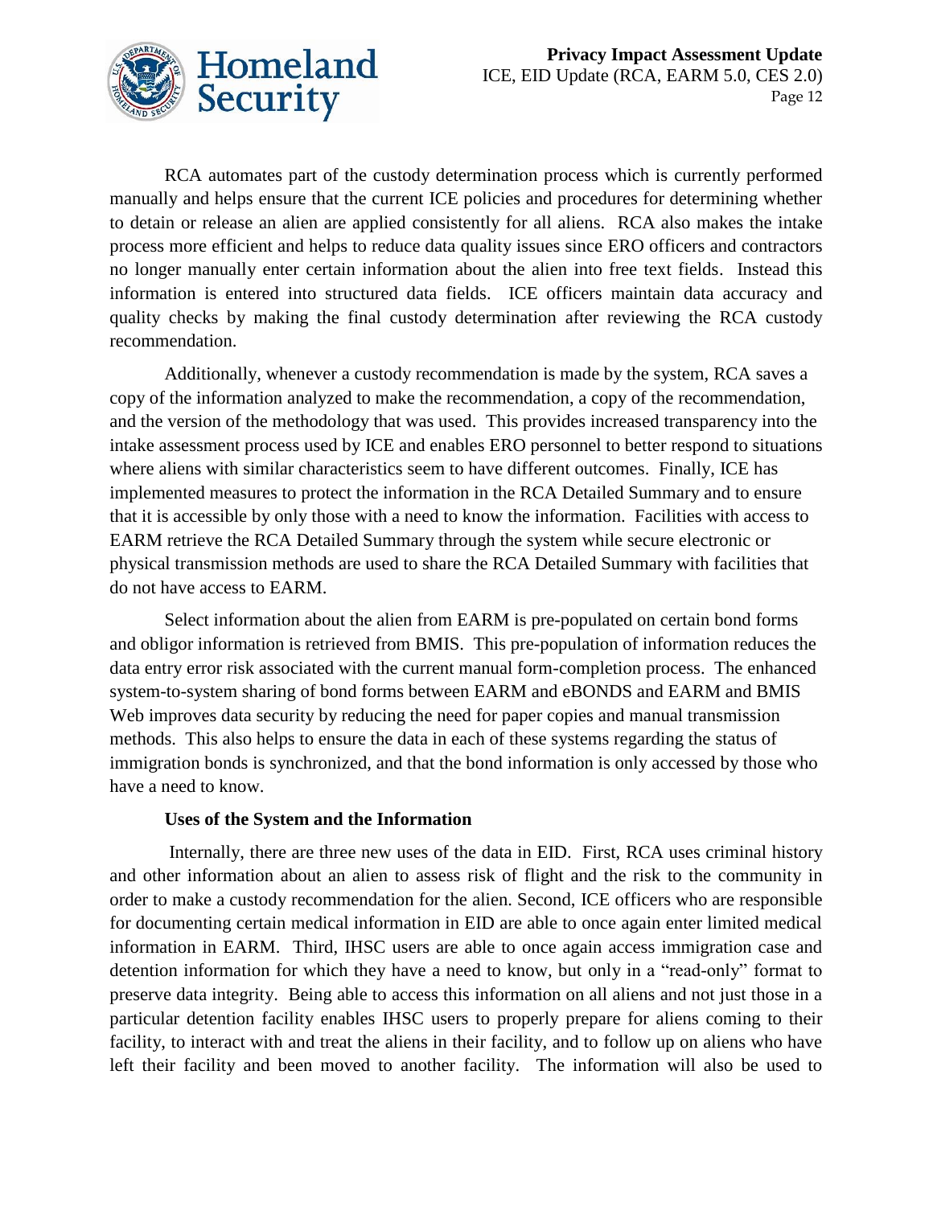RCA automates part of the custody determination process which is currently performed manually and helps ensure that the current ICE policies and procedures for determining whether to detain or release an alien are applied consistently for all aliens. RCA also makes the intake process more efficient and helps to reduce data quality issues since ERO officers and contractors no longer manually enter certain information about the alien into free text fields. Instead this information is entered into structured data fields. ICE officers maintain data accuracy and quality checks by making the final custody determination after reviewing the RCA custody recommendation.

Additionally, whenever a custody recommendation is made by the system, RCA saves a copy of the information analyzed to make the recommendation, a copy of the recommendation, and the version of the methodology that was used. This provides increased transparency into the intake assessment process used by ICE and enables ERO personnel to better respond to situations where aliens with similar characteristics seem to have different outcomes. Finally, ICE has implemented measures to protect the information in the RCA Detailed Summary and to ensure that it is accessible by only those with a need to know the information. Facilities with access to EARM retrieve the RCA Detailed Summary through the system while secure electronic or physical transmission methods are used to share the RCA Detailed Summary with facilities that do not have access to EARM.

Select information about the alien from EARM is pre-populated on certain bond forms and obligor information is retrieved from BMIS. This pre-population of information reduces the data entry error risk associated with the current manual form-completion process. The enhanced system-to-system sharing of bond forms between EARM and eBONDS and EARM and BMIS Web improves data security by reducing the need for paper copies and manual transmission methods. This also helps to ensure the data in each of these systems regarding the status of immigration bonds is synchronized, and that the bond information is only accessed by those who have a need to know.

**Uses of the System and the Information**

Internally, there are three new uses of the data in EID. First, RCA uses criminal history and other information about an alien to assess risk of flight and the risk to the community in order to make a custody recommendation for the alien. Second, ICE officers who are responsible for documenting certain medical information in EID are able to once again enter limited medical information in EARM. Third, IHSC users are able to once again access immigration case and detention information for which they have a need to know, but only in a "read-only" format to preserve data integrity. Being able to access this information on all aliens and not just those in a particular detention facility enables IHSC users to properly prepare for aliens coming to their facility, to interact with and treat the aliens in their facility, and to follow up on aliens who have left their facility and been moved to another facility. The information will also be used to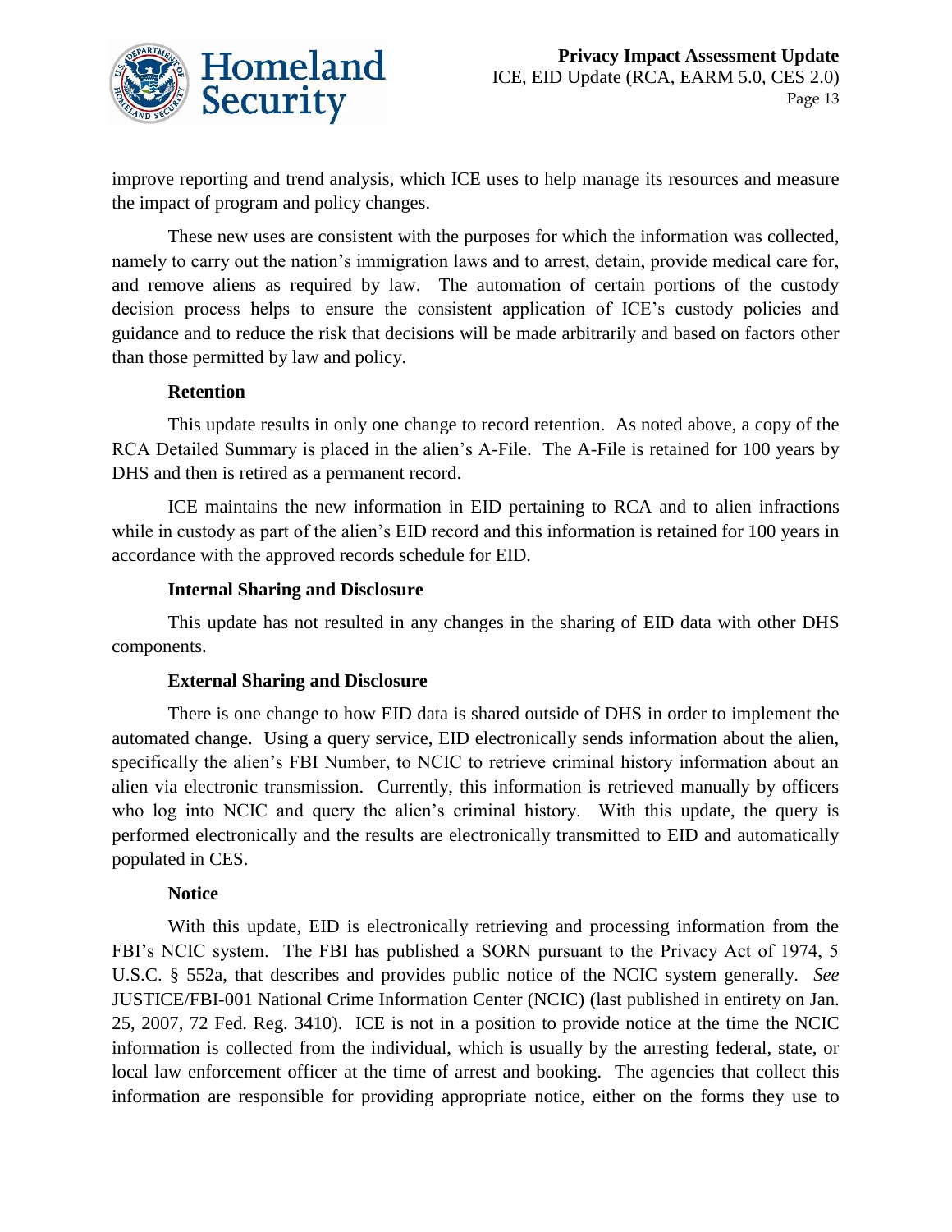improve reporting and trend analysis, which ICE uses to help manage its resources and measure the impact of program and policy changes.

These new uses are consistent with the purposes for which the information was collected, namely to carry out the nation's immigration laws and to arrest, detain, provide medical care for, and remove aliens as required by law. The automation of certain portions of the custody decision process helps to ensure the consistent application of ICE's custody policies and guidance and to reduce the risk that decisions will be made arbitrarily and based on factors other than those permitted by law and policy.

**Retention**

This update results in only one change to record retention. As noted above, a copy of the RCA Detailed Summary is placed in the alien's A-File. The A-File is retained for 100 years by DHS and then is retired as a permanent record.

ICE maintains the new information in EID pertaining to RCA and to alien infractions while in custody as part of the alien's EID record and this information is retained for 100 years in accordance with the approved records schedule for EID.

**Internal Sharing and Disclosure**

This update has not resulted in any changes in the sharing of EID data with other DHS components.

**External Sharing and Disclosure**

There is one change to how EID data is shared outside of DHS in order to implement the automated change. Using a query service, EID electronically sends information about the alien, specifically the alien's FBI Number, to NCIC to retrieve criminal history information about an alien via electronic transmission. Currently, this information is retrieved manually by officers who log into NCIC and query the alien's criminal history. With this update, the query is performed electronically and the results are electronically transmitted to EID and automatically populated in CES.

**Notice**

With this update, EID is electronically retrieving and processing information from the FBI's NCIC system. The FBI has published a SORN pursuant to the Privacy Act of 1974, 5 U.S.C. § 552a, that describes and provides public notice of the NCIC system generally. *See* JUSTICE/FBI-001 National Crime Information Center (NCIC) (last published in entirety on Jan. 25, 2007, 72 Fed. Reg. 3410). ICE is not in a position to provide notice at the time the NCIC information is collected from the individual, which is usually by the arresting federal, state, or local law enforcement officer at the time of arrest and booking. The agencies that collect this information are responsible for providing appropriate notice, either on the forms they use to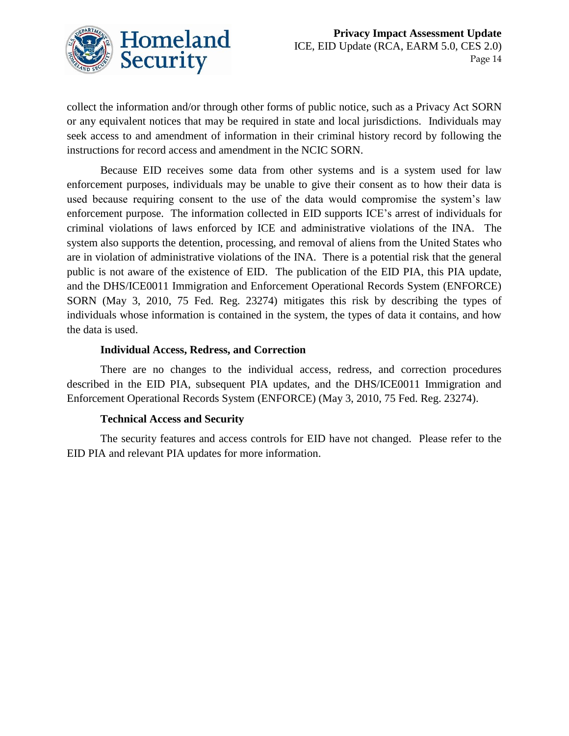collect the information and/or through other forms of public notice, such as a Privacy Act SORN or any equivalent notices that may be required in state and local jurisdictions. Individuals may seek access to and amendment of information in their criminal history record by following the instructions for record access and amendment in the NCIC SORN.

Because EID receives some data from other systems and is a system used for law enforcement purposes, individuals may be unable to give their consent as to how their data is used because requiring consent to the use of the data would compromise the system's law enforcement purpose. The information collected in EID supports ICE's arrest of individuals for criminal violations of laws enforced by ICE and administrative violations of the INA. The system also supports the detention, processing, and removal of aliens from the United States who are in violation of administrative violations of the INA. There is a potential risk that the general public is not aware of the existence of EID. The publication of the EID PIA, this PIA update, and the DHS/ICE0011 Immigration and Enforcement Operational Records System (ENFORCE) SORN (May 3, 2010, 75 Fed. Reg. 23274) mitigates this risk by describing the types of individuals whose information is contained in the system, the types of data it contains, and how the data is used.

**Individual Access, Redress, and Correction**

There are no changes to the individual access, redress, and correction procedures described in the EID PIA, subsequent PIA updates, and the DHS/ICE0011 Immigration and Enforcement Operational Records System (ENFORCE) (May 3, 2010, 75 Fed. Reg. 23274).

**Technical Access and Security**

The security features and access controls for EID have not changed. Please refer to the EID PIA and relevant PIA updates for more information.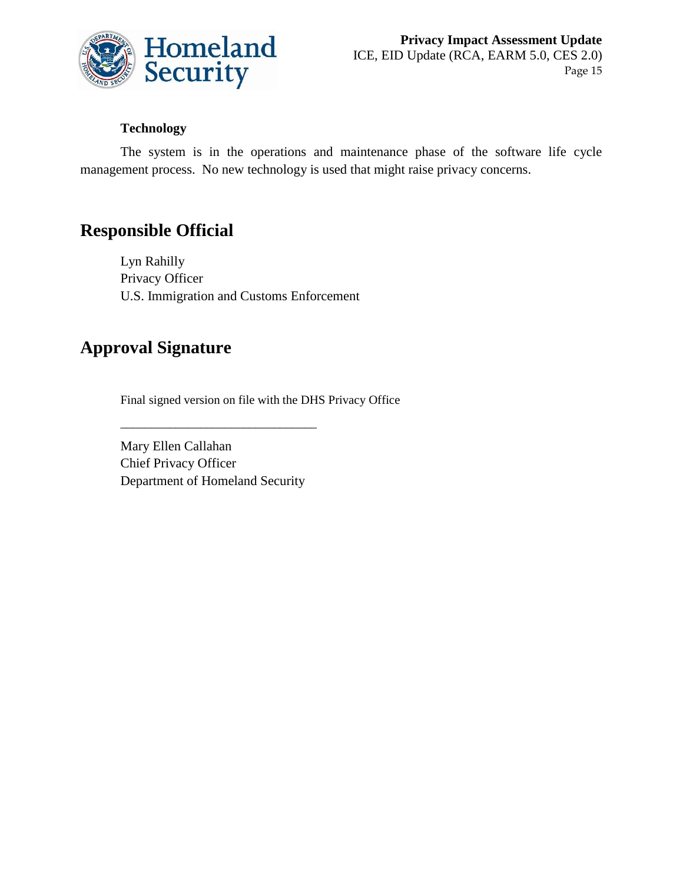### Technology

The system is in the operations and maintenance phase of the software life cycle management process. No new technology is used that might raise privacy concerns.

## Responsible Official

Lyn Rahilly
Privacy Officer
U.S. Immigration and Customs Enforcement

## Approval Signature

Final signed version on file with the DHS Privacy Office

________________________________

Mary Ellen Callahan
Chief Privacy Officer
Department of Homeland Security